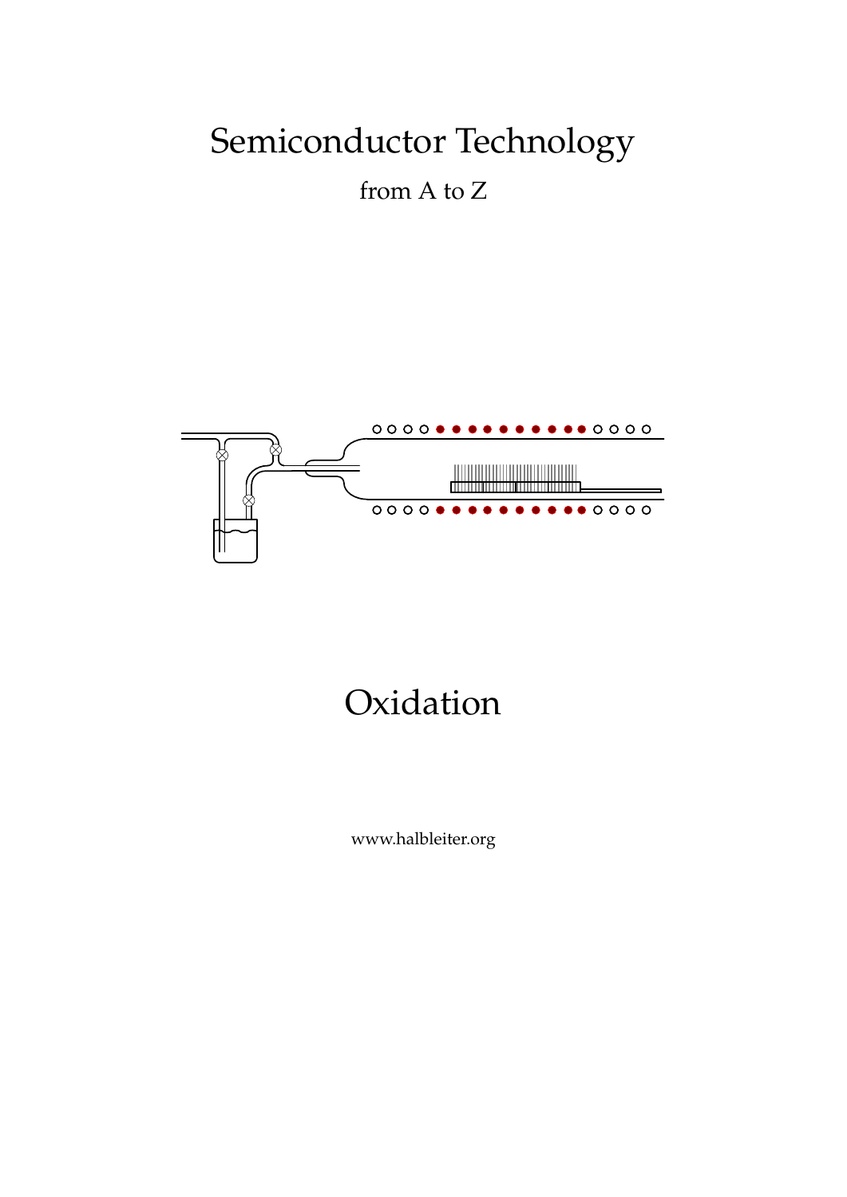# Semiconductor Technology

from A to Z

# Oxidation

www.halbleiter.org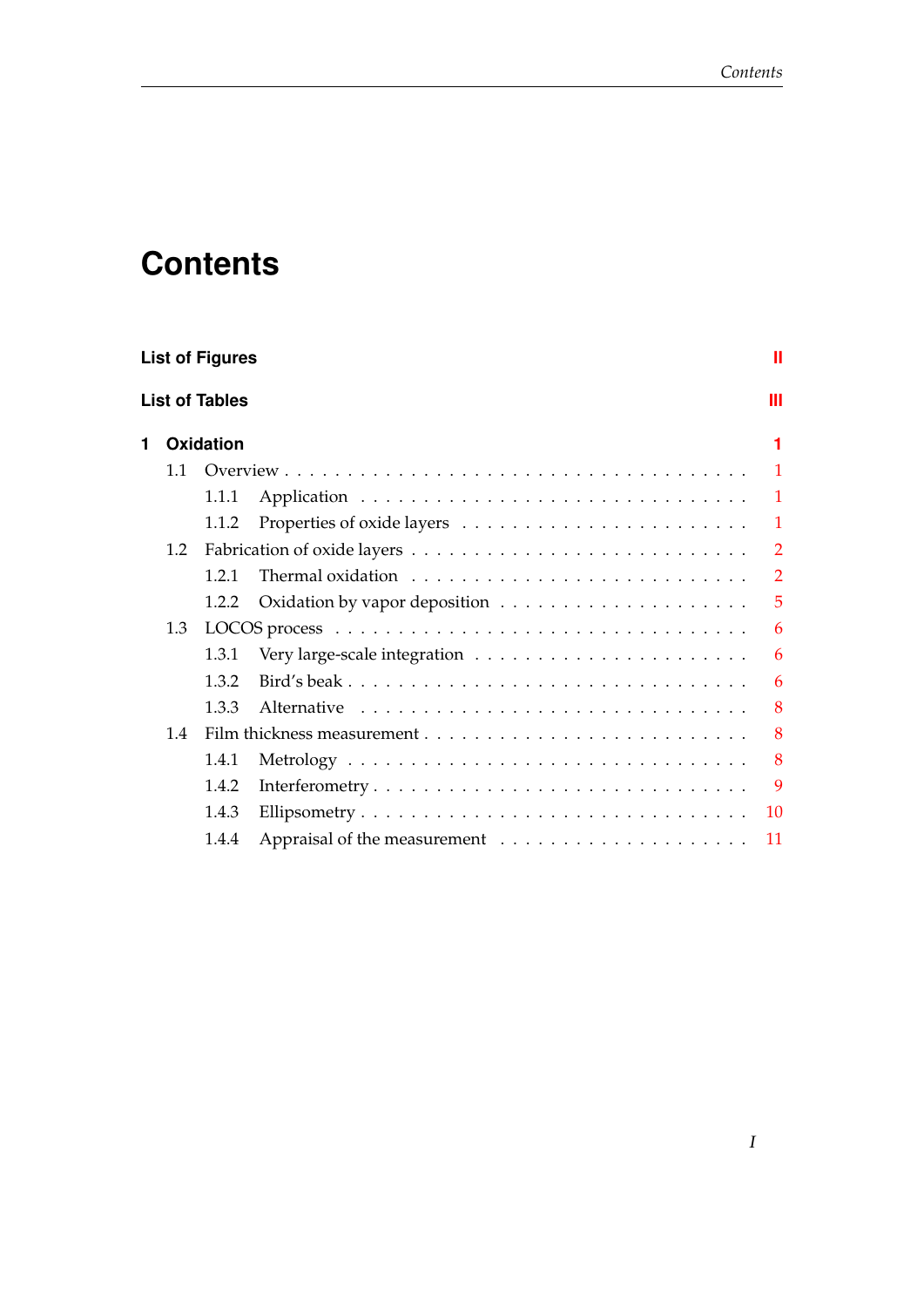# Contents

**List of Figures** II

**List of Tables** III

**1 Oxidation** 1

- 1.1 Overview . . . 1
  - 1.1.1 Application . . . 1
  - 1.1.2 Properties of oxide layers . . . 1
- 1.2 Fabrication of oxide layers . . . 2
  - 1.2.1 Thermal oxidation . . . 2
  - 1.2.2 Oxidation by vapor deposition . . . 5
- 1.3 LOCOS process . . . 6
  - 1.3.1 Very large-scale integration . . . 6
  - 1.3.2 Bird's beak . . . 6
  - 1.3.3 Alternative . . . 8
- 1.4 Film thickness measurement . . . 8
  - 1.4.1 Metrology . . . 8
  - 1.4.2 Interferometry . . . 9
  - 1.4.3 Ellipsometry . . . 10
  - 1.4.4 Appraisal of the measurement . . . 11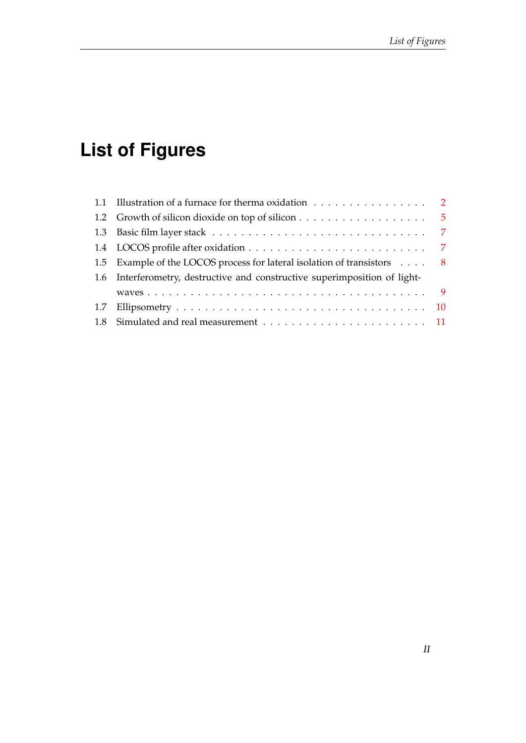# List of Figures

1.1 Illustration of a furnace for therma oxidation . . . . . . . . . . . . . . . . 2
1.2 Growth of silicon dioxide on top of silicon . . . . . . . . . . . . . . . . . . 5
1.3 Basic film layer stack . . . . . . . . . . . . . . . . . . . . . . . . . . . . 7
1.4 LOCOS profile after oxidation . . . . . . . . . . . . . . . . . . . . . . . . 7
1.5 Example of the LOCOS process for lateral isolation of transistors . . . . 8
1.6 Interferometry, destructive and constructive superimposition of light-waves . . . . . . . . . . . . . . . . . . . . . . . . . . . . . . . . . . . . . 9
1.7 Ellipsometry . . . . . . . . . . . . . . . . . . . . . . . . . . . . . . . . . 10
1.8 Simulated and real measurement . . . . . . . . . . . . . . . . . . . . . . 11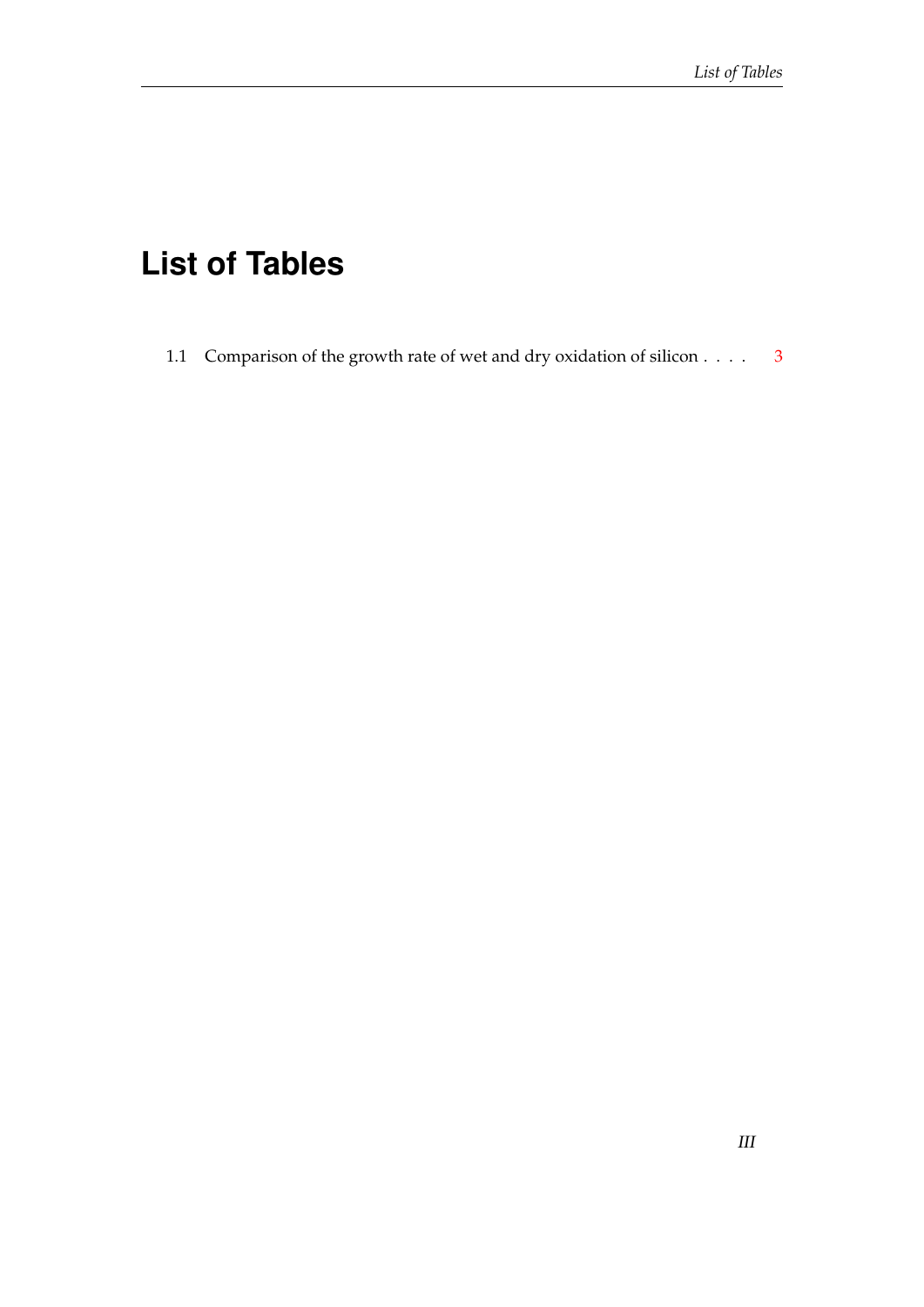# List of Tables

1.1 Comparison of the growth rate of wet and dry oxidation of silicon . . . . 3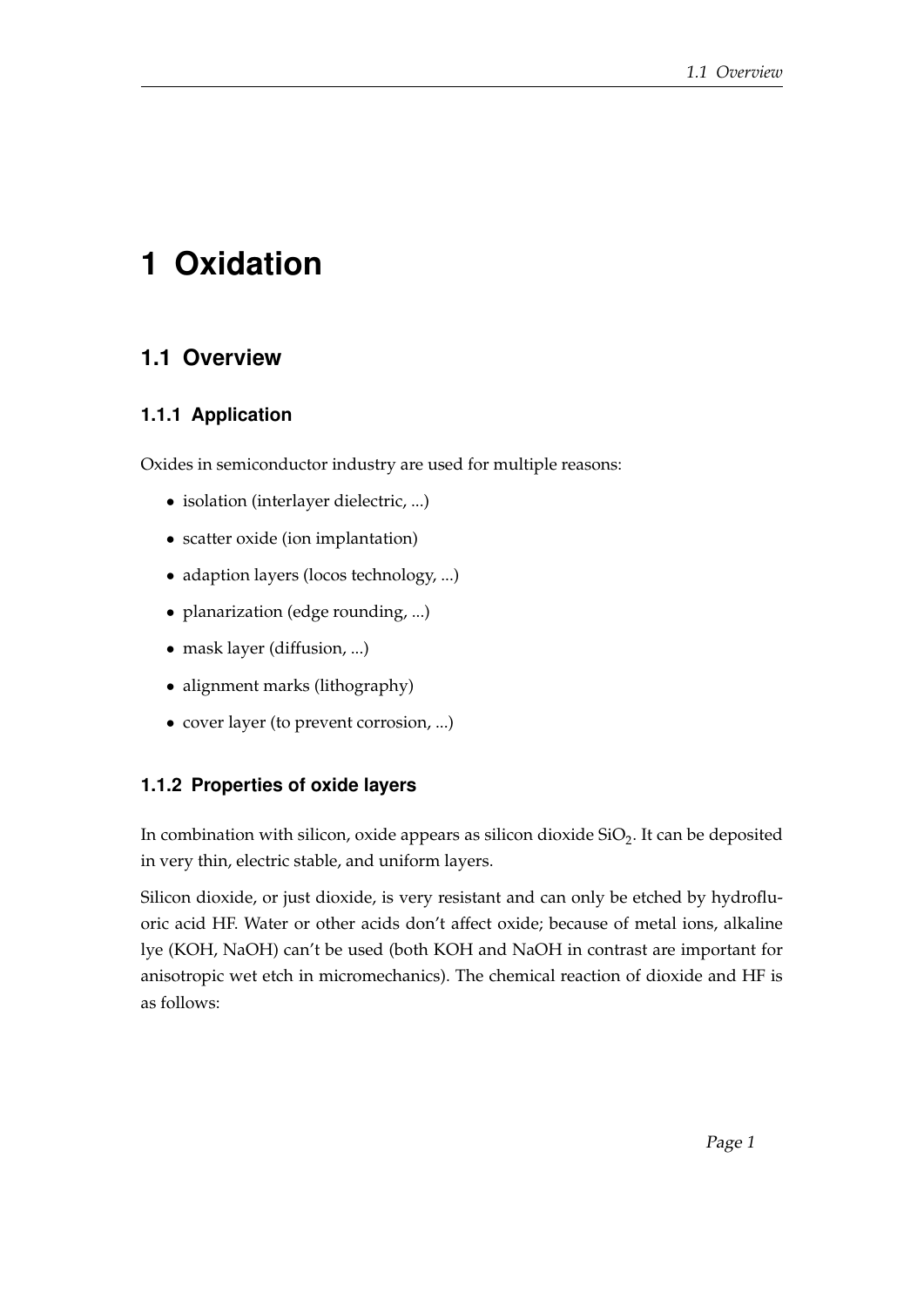# 1 Oxidation

## 1.1 Overview

### 1.1.1 Application

Oxides in semiconductor industry are used for multiple reasons:

- isolation (interlayer dielectric, ...)
- scatter oxide (ion implantation)
- adaption layers (locos technology, ...)
- planarization (edge rounding, ...)
- mask layer (diffusion, ...)
- alignment marks (lithography)
- cover layer (to prevent corrosion, ...)

### 1.1.2 Properties of oxide layers

In combination with silicon, oxide appears as silicon dioxide $SiO_2$. It can be deposited in very thin, electric stable, and uniform layers.

Silicon dioxide, or just dioxide, is very resistant and can only be etched by hydrofluoric acid HF. Water or other acids don't affect oxide; because of metal ions, alkaline lye (KOH, NaOH) can't be used (both KOH and NaOH in contrast are important for anisotropic wet etch in micromechanics). The chemical reaction of dioxide and HF is as follows: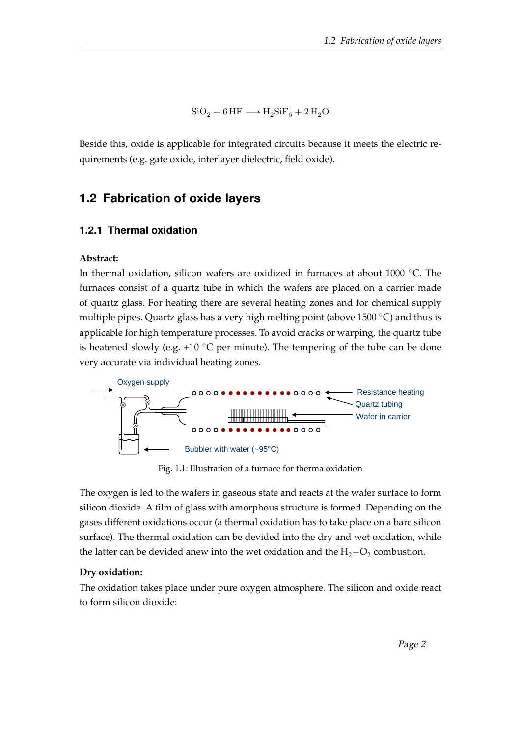$$SiO_2 + 6\,HF \longrightarrow H_2SiF_6 + 2\,H_2O$$

Beside this, oxide is applicable for integrated circuits because it meets the electric requirements (e.g. gate oxide, interlayer dielectric, field oxide).

## 1.2 Fabrication of oxide layers

### 1.2.1 Thermal oxidation

**Abstract:**
In thermal oxidation, silicon wafers are oxidized in furnaces at about 1000 °C. The furnaces consist of a quartz tube in which the wafers are placed on a carrier made of quartz glass. For heating there are several heating zones and for chemical supply multiple pipes. Quartz glass has a very high melting point (above 1500 °C) and thus is applicable for high temperature processes. To avoid cracks or warping, the quartz tube is heatened slowly (e.g. +10 °C per minute). The tempering of the tube can be done very accurate via individual heating zones.

Fig. 1.1: Illustration of a furnace for therma oxidation

The oxygen is led to the wafers in gaseous state and reacts at the wafer surface to form silicon dioxide. A film of glass with amorphous structure is formed. Depending on the gases different oxidations occur (a thermal oxidation has to take place on a bare silicon surface). The thermal oxidation can be devided into the dry and wet oxidation, while the latter can be devided anew into the wet oxidation and the $H_2-O_2$ combustion.

**Dry oxidation:**
The oxidation takes place under pure oxygen atmosphere. The silicon and oxide react to form silicon dioxide: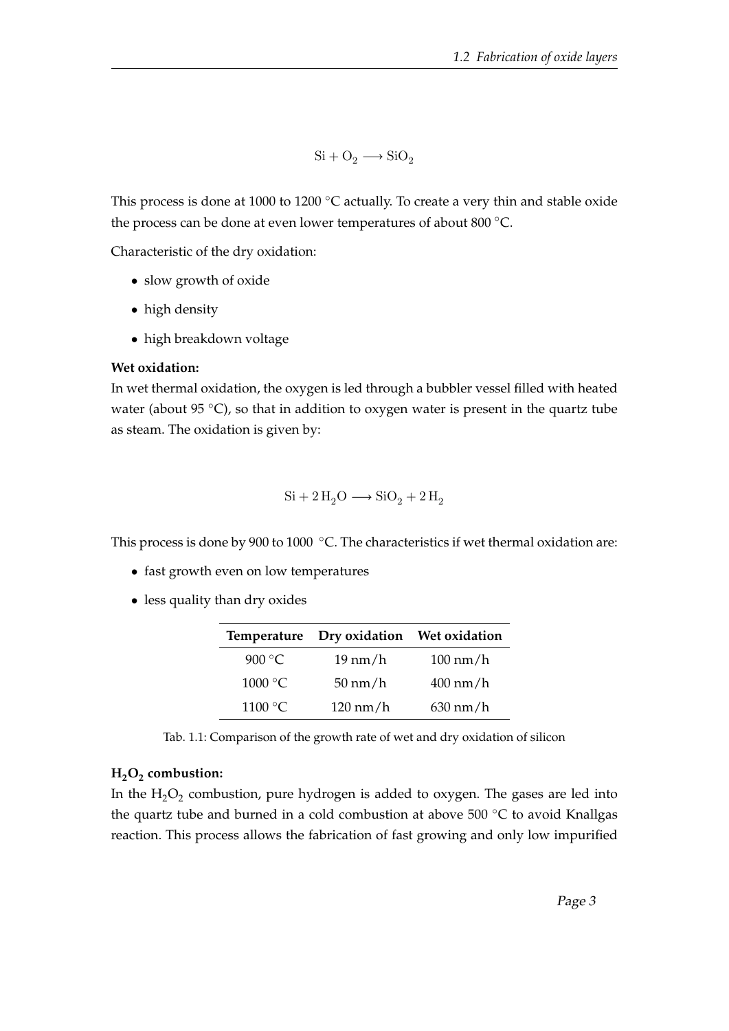$$\mathrm{Si} + \mathrm{O_2} \longrightarrow \mathrm{SiO_2}$$

This process is done at 1000 to 1200 °C actually. To create a very thin and stable oxide the process can be done at even lower temperatures of about 800 °C.

Characteristic of the dry oxidation:

- slow growth of oxide
- high density
- high breakdown voltage

**Wet oxidation:**
In wet thermal oxidation, the oxygen is led through a bubbler vessel filled with heated water (about 95 °C), so that in addition to oxygen water is present in the quartz tube as steam. The oxidation is given by:

$$\mathrm{Si} + 2\,\mathrm{H_2O} \longrightarrow \mathrm{SiO_2} + 2\,\mathrm{H_2}$$

This process is done by 900 to 1000 °C. The characteristics if wet thermal oxidation are:

- fast growth even on low temperatures
- less quality than dry oxides

| Temperature | Dry oxidation | Wet oxidation |
|---|---|---|
| 900 °C | 19 nm/h | 100 nm/h |
| 1000 °C | 50 nm/h | 400 nm/h |
| 1100 °C | 120 nm/h | 630 nm/h |

Tab. 1.1: Comparison of the growth rate of wet and dry oxidation of silicon

**$H_2O_2$ combustion:**
In the $H_2O_2$ combustion, pure hydrogen is added to oxygen. The gases are led into the quartz tube and burned in a cold combustion at above 500 °C to avoid Knallgas reaction. This process allows the fabrication of fast growing and only low impurified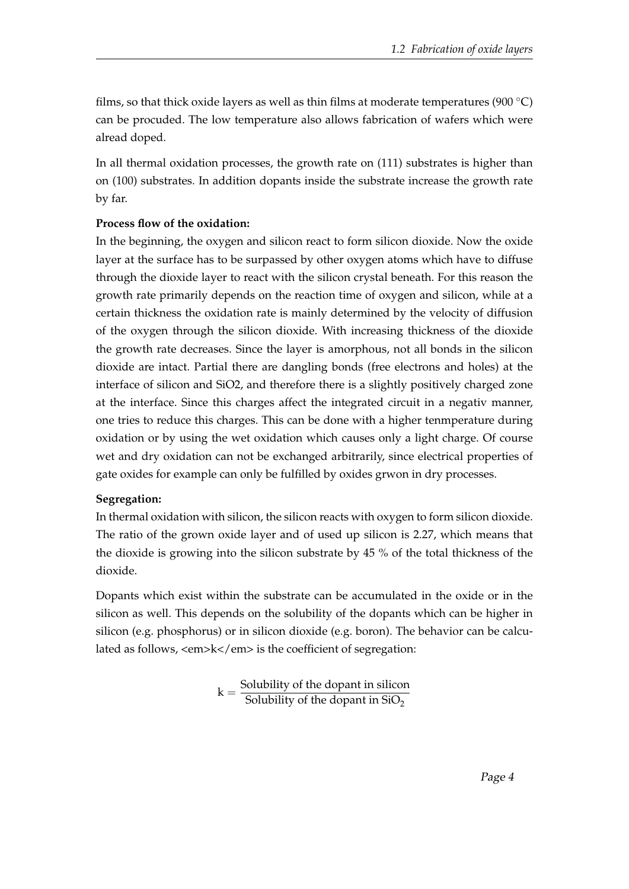films, so that thick oxide layers as well as thin films at moderate temperatures (900 °C) can be procuded. The low temperature also allows fabrication of wafers which were alread doped.

In all thermal oxidation processes, the growth rate on (111) substrates is higher than on (100) substrates. In addition dopants inside the substrate increase the growth rate by far.

**Process flow of the oxidation:**
In the beginning, the oxygen and silicon react to form silicon dioxide. Now the oxide layer at the surface has to be surpassed by other oxygen atoms which have to diffuse through the dioxide layer to react with the silicon crystal beneath. For this reason the growth rate primarily depends on the reaction time of oxygen and silicon, while at a certain thickness the oxidation rate is mainly determined by the velocity of diffusion of the oxygen through the silicon dioxide. With increasing thickness of the dioxide the growth rate decreases. Since the layer is amorphous, not all bonds in the silicon dioxide are intact. Partial there are dangling bonds (free electrons and holes) at the interface of silicon and SiO2, and therefore there is a slightly positively charged zone at the interface. Since this charges affect the integrated circuit in a negativ manner, one tries to reduce this charges. This can be done with a higher tenmperature during oxidation or by using the wet oxidation which causes only a light charge. Of course wet and dry oxidation can not be exchanged arbitrarily, since electrical properties of gate oxides for example can only be fulfilled by oxides grwon in dry processes.

**Segregation:**
In thermal oxidation with silicon, the silicon reacts with oxygen to form silicon dioxide. The ratio of the grown oxide layer and of used up silicon is 2.27, which means that the dioxide is growing into the silicon substrate by 45 % of the total thickness of the dioxide.

Dopants which exist within the substrate can be accumulated in the oxide or in the silicon as well. This depends on the solubility of the dopants which can be higher in silicon (e.g. phosphorus) or in silicon dioxide (e.g. boron). The behavior can be calculated as follows, <em>k</em> is the coefficient of segregation:

$$k = \frac{\text{Solubility of the dopant in silicon}}{\text{Solubility of the dopant in } SiO_2}$$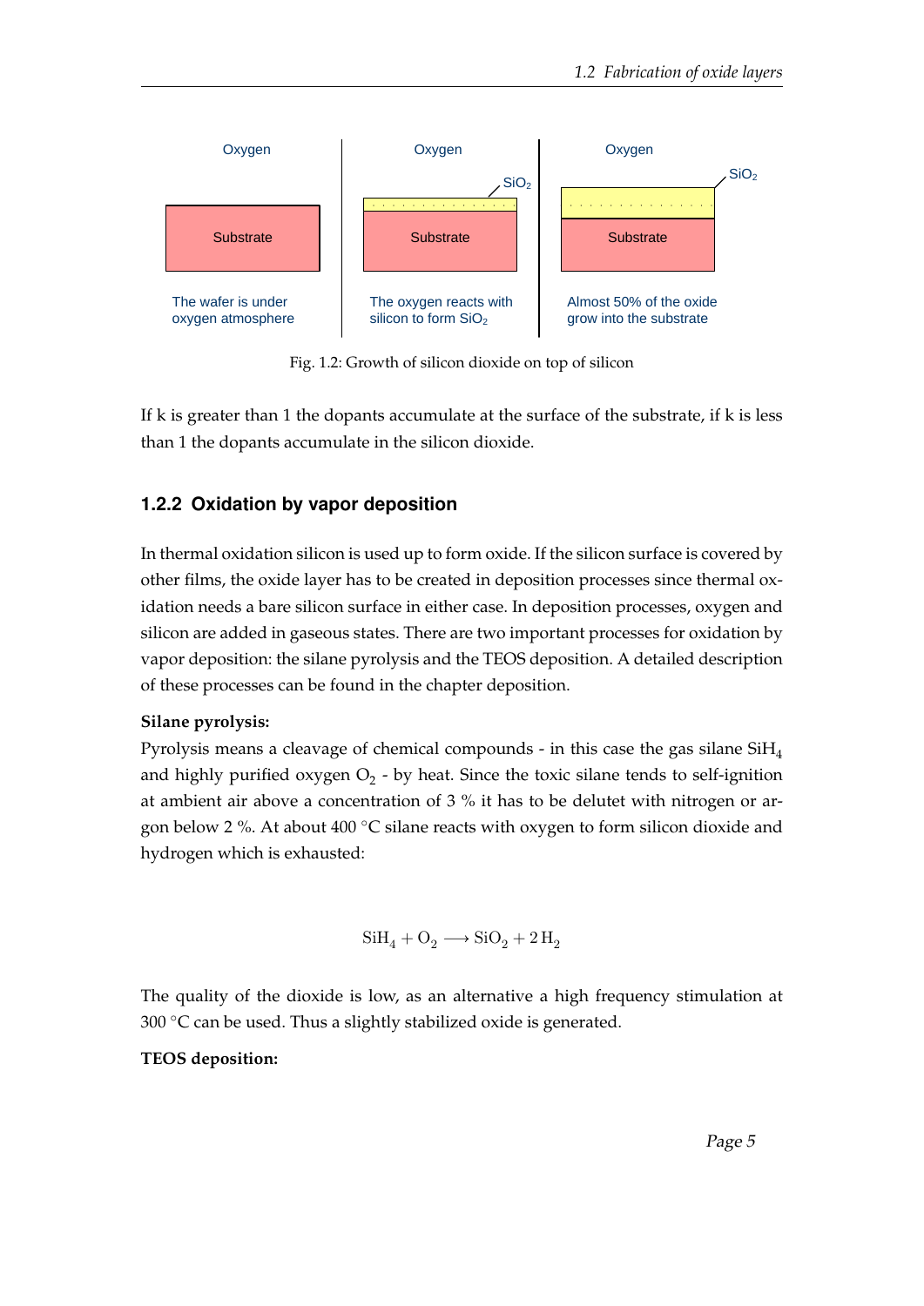Fig. 1.2: Growth of silicon dioxide on top of silicon

If k is greater than 1 the dopants accumulate at the surface of the substrate, if k is less than 1 the dopants accumulate in the silicon dioxide.

### 1.2.2 Oxidation by vapor deposition

In thermal oxidation silicon is used up to form oxide. If the silicon surface is covered by other films, the oxide layer has to be created in deposition processes since thermal oxidation needs a bare silicon surface in either case. In deposition processes, oxygen and silicon are added in gaseous states. There are two important processes for oxidation by vapor deposition: the silane pyrolysis and the TEOS deposition. A detailed description of these processes can be found in the chapter deposition.

**Silane pyrolysis:**
Pyrolysis means a cleavage of chemical compounds - in this case the gas silane $SiH_4$ and highly purified oxygen $O_2$ - by heat. Since the toxic silane tends to self-ignition at ambient air above a concentration of 3 % it has to be delutet with nitrogen or argon below 2 %. At about 400 °C silane reacts with oxygen to form silicon dioxide and hydrogen which is exhausted:

$$SiH_4 + O_2 \longrightarrow SiO_2 + 2\,H_2$$

The quality of the dioxide is low, as an alternative a high frequency stimulation at 300 °C can be used. Thus a slightly stabilized oxide is generated.

**TEOS deposition:**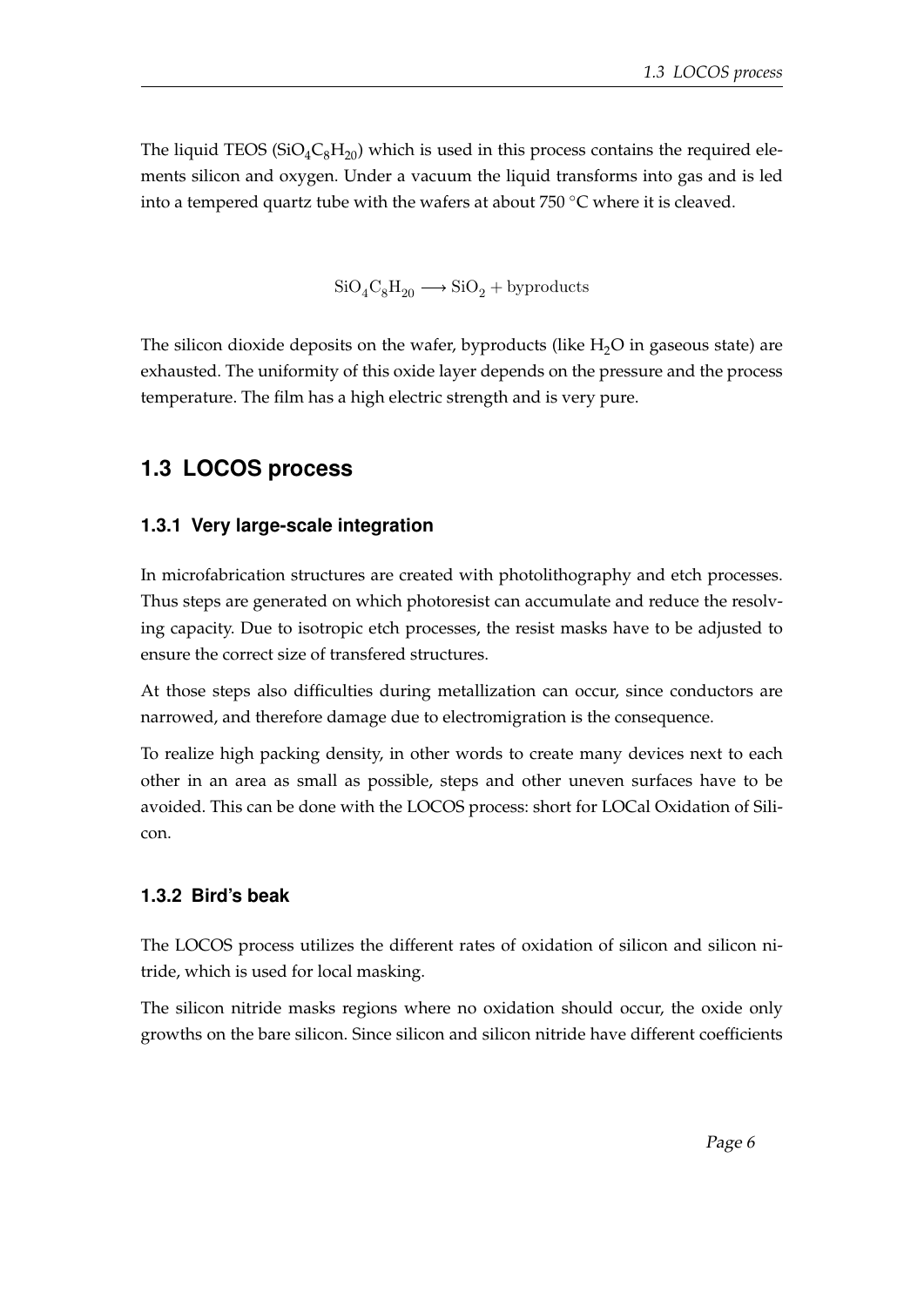The liquid TEOS ($SiO_4C_8H_{20}$) which is used in this process contains the required elements silicon and oxygen. Under a vacuum the liquid transforms into gas and is led into a tempered quartz tube with the wafers at about 750 °C where it is cleaved.

$$SiO_4C_8H_{20} \longrightarrow SiO_2 + \text{byproducts}$$

The silicon dioxide deposits on the wafer, byproducts (like $H_2O$ in gaseous state) are exhausted. The uniformity of this oxide layer depends on the pressure and the process temperature. The film has a high electric strength and is very pure.

## 1.3 LOCOS process

### 1.3.1 Very large-scale integration

In microfabrication structures are created with photolithography and etch processes. Thus steps are generated on which photoresist can accumulate and reduce the resolving capacity. Due to isotropic etch processes, the resist masks have to be adjusted to ensure the correct size of transfered structures.

At those steps also difficulties during metallization can occur, since conductors are narrowed, and therefore damage due to electromigration is the consequence.

To realize high packing density, in other words to create many devices next to each other in an area as small as possible, steps and other uneven surfaces have to be avoided. This can be done with the LOCOS process: short for LOCal Oxidation of Silicon.

### 1.3.2 Bird's beak

The LOCOS process utilizes the different rates of oxidation of silicon and silicon nitride, which is used for local masking.

The silicon nitride masks regions where no oxidation should occur, the oxide only growths on the bare silicon. Since silicon and silicon nitride have different coefficients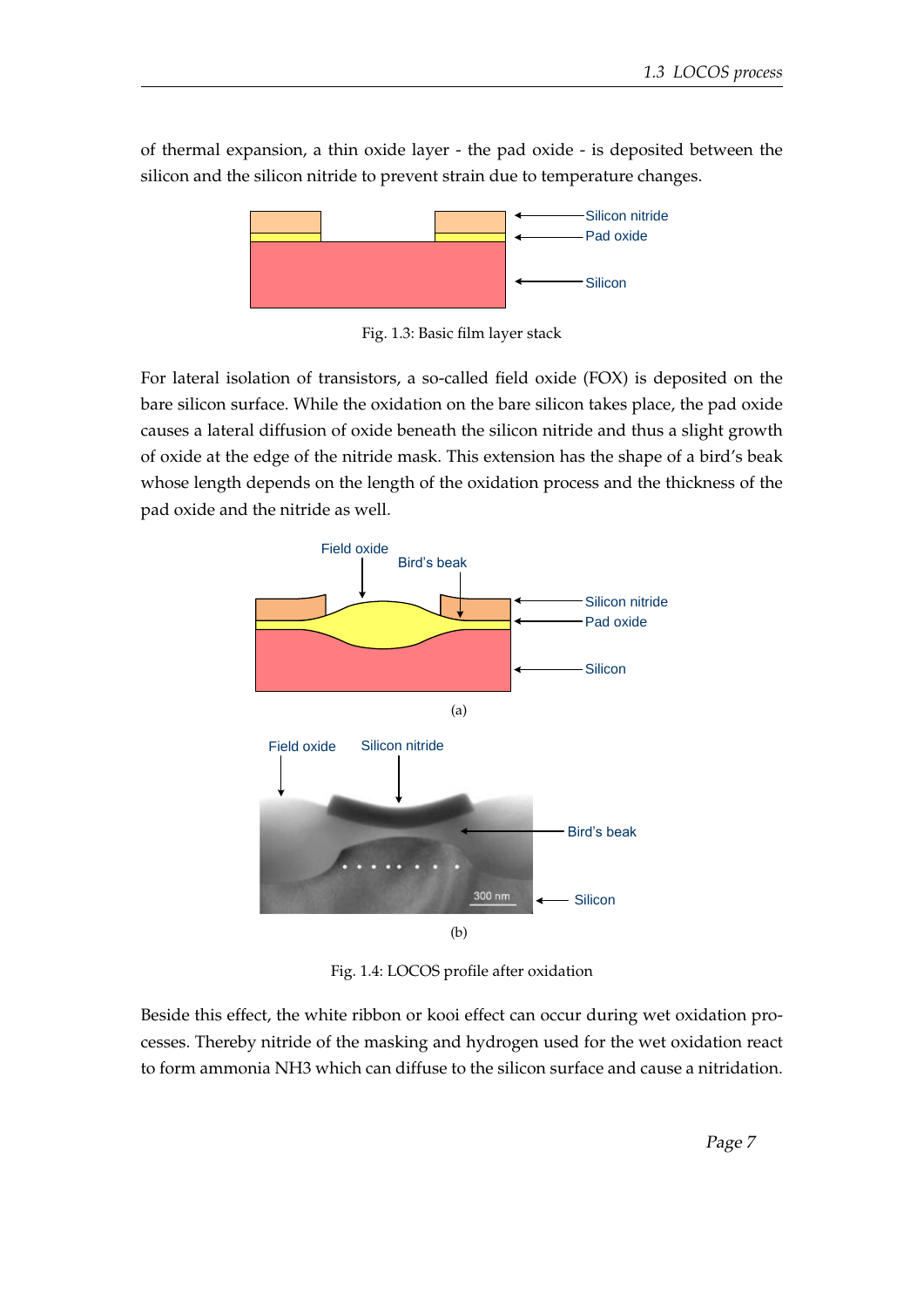of thermal expansion, a thin oxide layer - the pad oxide - is deposited between the silicon and the silicon nitride to prevent strain due to temperature changes.

Fig. 1.3: Basic film layer stack

For lateral isolation of transistors, a so-called field oxide (FOX) is deposited on the bare silicon surface. While the oxidation on the bare silicon takes place, the pad oxide causes a lateral diffusion of oxide beneath the silicon nitride and thus a slight growth of oxide at the edge of the nitride mask. This extension has the shape of a bird's beak whose length depends on the length of the oxidation process and the thickness of the pad oxide and the nitride as well.

(a)

(b)

Fig. 1.4: LOCOS profile after oxidation

Beside this effect, the white ribbon or kooi effect can occur during wet oxidation processes. Thereby nitride of the masking and hydrogen used for the wet oxidation react to form ammonia NH3 which can diffuse to the silicon surface and cause a nitridation.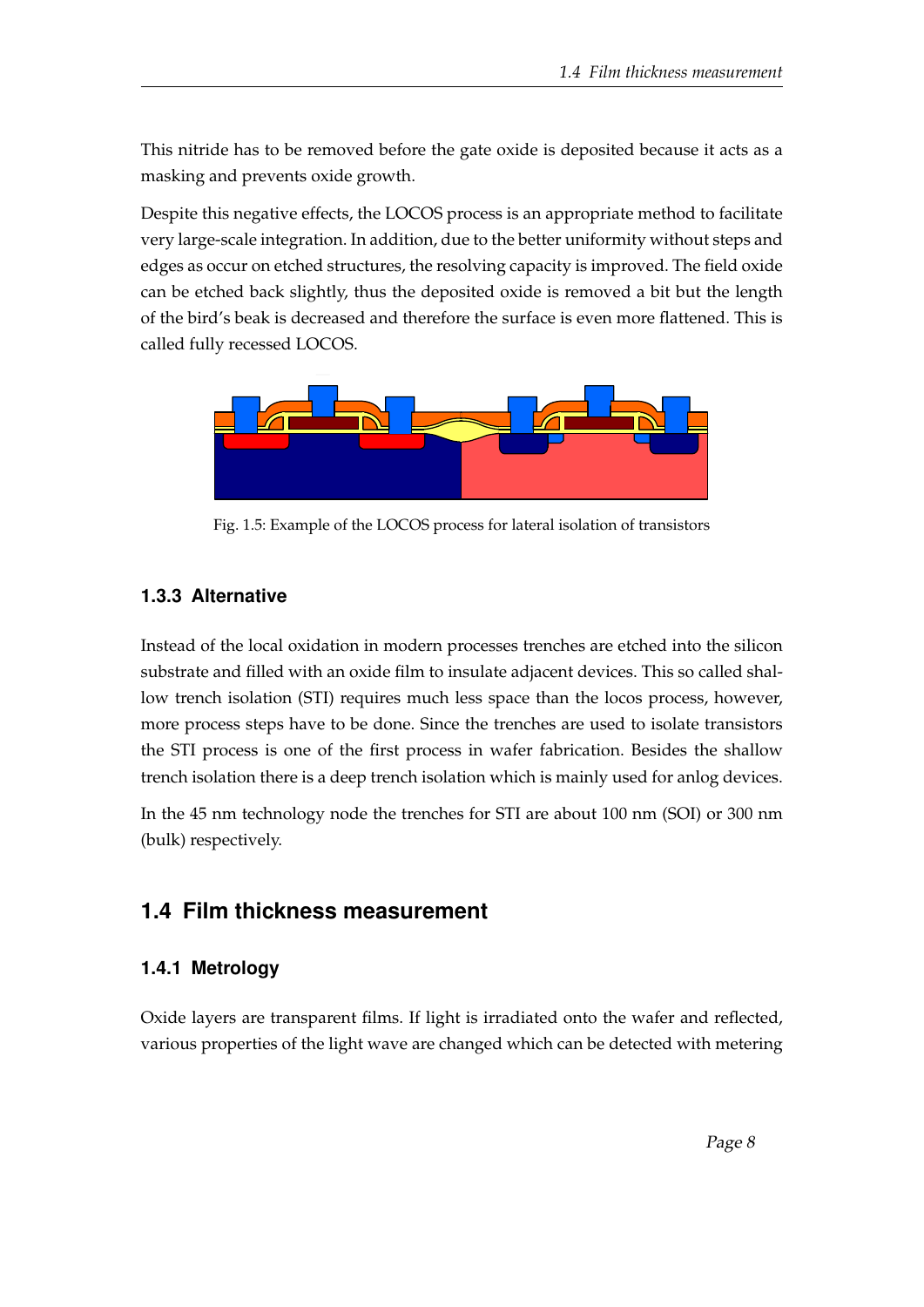This nitride has to be removed before the gate oxide is deposited because it acts as a masking and prevents oxide growth.

Despite this negative effects, the LOCOS process is an appropriate method to facilitate very large-scale integration. In addition, due to the better uniformity without steps and edges as occur on etched structures, the resolving capacity is improved. The field oxide can be etched back slightly, thus the deposited oxide is removed a bit but the length of the bird's beak is decreased and therefore the surface is even more flattened. This is called fully recessed LOCOS.

Fig. 1.5: Example of the LOCOS process for lateral isolation of transistors

### 1.3.3 Alternative

Instead of the local oxidation in modern processes trenches are etched into the silicon substrate and filled with an oxide film to insulate adjacent devices. This so called shallow trench isolation (STI) requires much less space than the locos process, however, more process steps have to be done. Since the trenches are used to isolate transistors the STI process is one of the first process in wafer fabrication. Besides the shallow trench isolation there is a deep trench isolation which is mainly used for anlog devices.

In the 45 nm technology node the trenches for STI are about 100 nm (SOI) or 300 nm (bulk) respectively.

## 1.4 Film thickness measurement

### 1.4.1 Metrology

Oxide layers are transparent films. If light is irradiated onto the wafer and reflected, various properties of the light wave are changed which can be detected with metering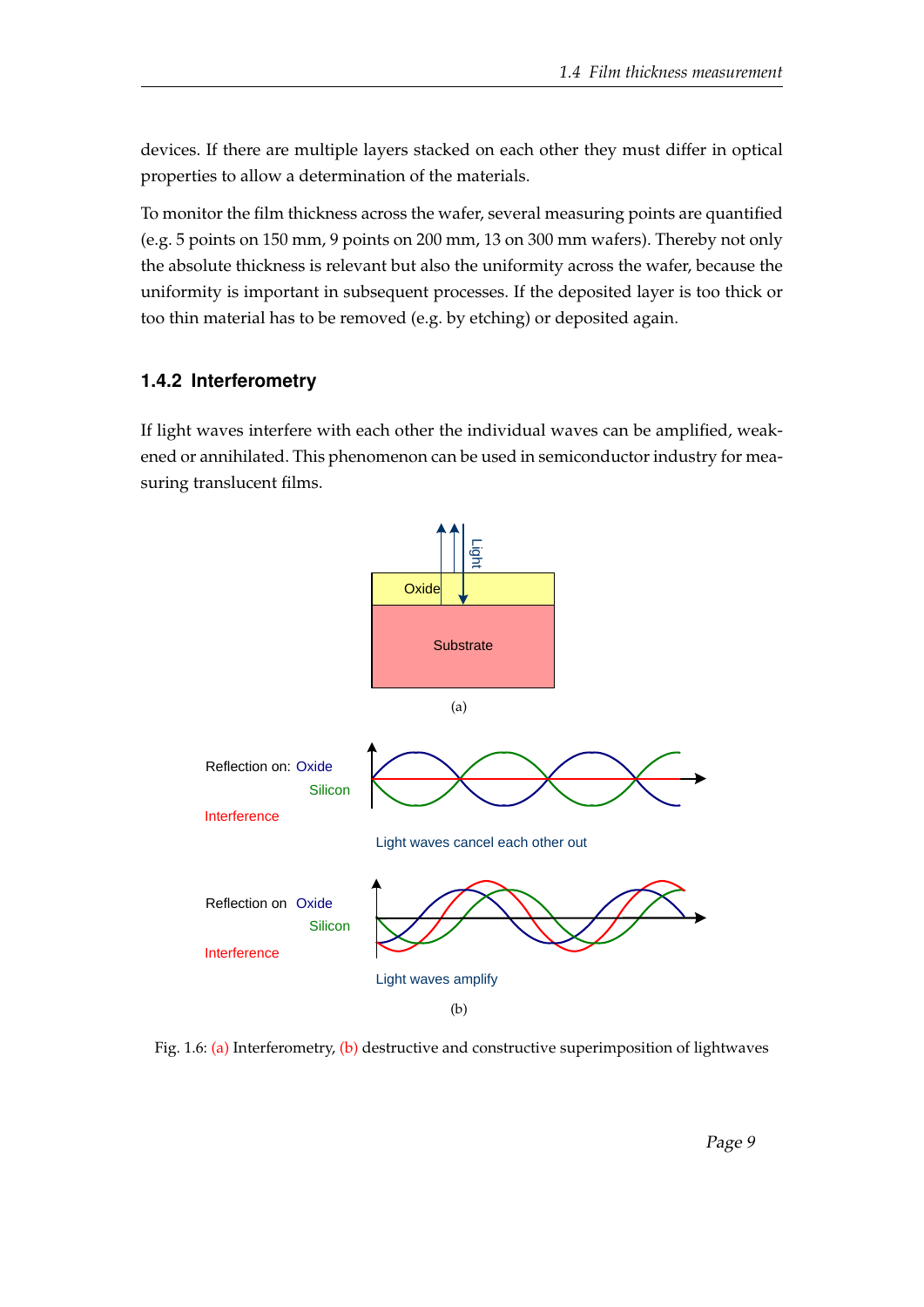devices. If there are multiple layers stacked on each other they must differ in optical properties to allow a determination of the materials.

To monitor the film thickness across the wafer, several measuring points are quantified (e.g. 5 points on 150 mm, 9 points on 200 mm, 13 on 300 mm wafers). Thereby not only the absolute thickness is relevant but also the uniformity across the wafer, because the uniformity is important in subsequent processes. If the deposited layer is too thick or too thin material has to be removed (e.g. by etching) or deposited again.

### 1.4.2 Interferometry

If light waves interfere with each other the individual waves can be amplified, weakened or annihilated. This phenomenon can be used in semiconductor industry for measuring translucent films.

Fig. 1.6: (a) Interferometry, (b) destructive and constructive superimposition of lightwaves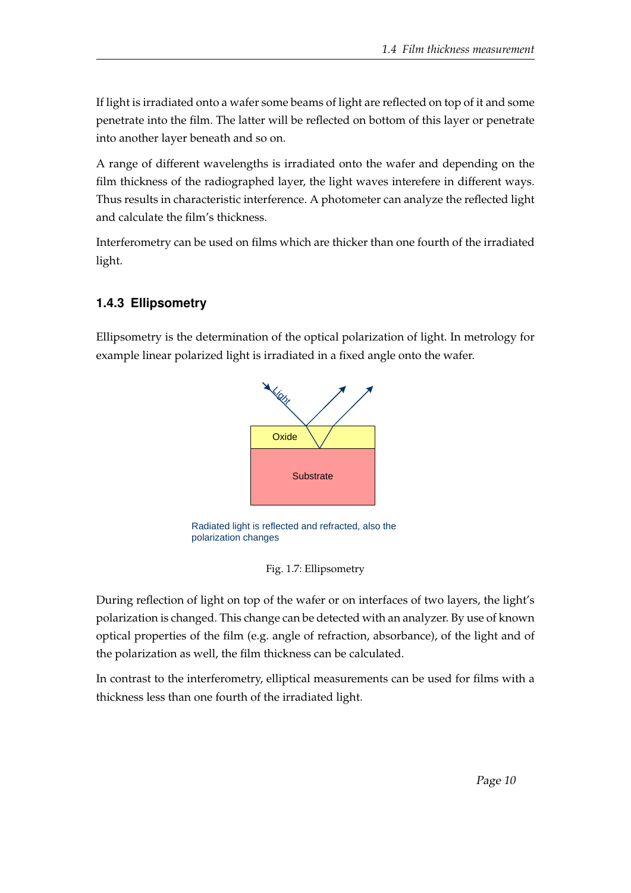If light is irradiated onto a wafer some beams of light are reflected on top of it and some penetrate into the film. The latter will be reflected on bottom of this layer or penetrate into another layer beneath and so on.

A range of different wavelengths is irradiated onto the wafer and depending on the film thickness of the radiographed layer, the light waves interefere in different ways. Thus results in characteristic interference. A photometer can analyze the reflected light and calculate the film's thickness.

Interferometry can be used on films which are thicker than one fourth of the irradiated light.

### 1.4.3 Ellipsometry

Ellipsometry is the determination of the optical polarization of light. In metrology for example linear polarized light is irradiated in a fixed angle onto the wafer.

Light

Oxide

Substrate

Radiated light is reflected and refracted, also the polarization changes

Fig. 1.7: Ellipsometry

During reflection of light on top of the wafer or on interfaces of two layers, the light's polarization is changed. This change can be detected with an analyzer. By use of known optical properties of the film (e.g. angle of refraction, absorbance), of the light and of the polarization as well, the film thickness can be calculated.

In contrast to the interferometry, elliptical measurements can be used for films with a thickness less than one fourth of the irradiated light.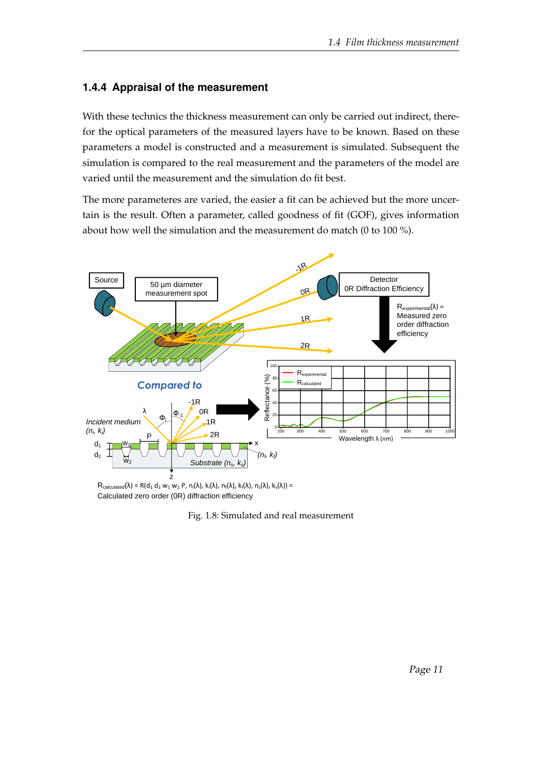### 1.4.4 Appraisal of the measurement

With these technics the thickness measurement can only be carried out indirect, therefor the optical parameters of the measured layers have to be known. Based on these parameters a model is constructed and a measurement is simulated. Subsequent the simulation is compared to the real measurement and the parameters of the model are varied until the measurement and the simulation do fit best.

The more parameteres are varied, the easier a fit can be achieved but the more uncertain is the result. Often a parameter, called goodness of fit (GOF), gives information about how well the simulation and the measurement do match (0 to 100 %).

Source

50 µm diameter measurement spot

-1R

0R

1R

2R

Detector
0R Diffraction Efficiency

$R_{experimental}(\lambda)$ = Measured zero order diffraction efficiency

Compared to

$\lambda$

$\Phi_i$

$\Phi_{-1}$

-1R

0R

1R

2R

Incident medium ($n_i$, $k_i$)

P

$d_1$

$d_2$

$w_1$

$w_2$

x

z

($n_f$, $k_f$)

Substrate ($n_s$, $k_s$)

$R_{experimental}$

$R_{calculated}$

Reflectance (%)

100
80
60
40
20
0

200
300
400
500
600
700
800
900
1000

Wavelength λ (nm)

$R_{calculated}(\lambda) = R(d_1\ d_2\ w_1\ w_2\ P,\ n_i(\lambda),\ k_i(\lambda),\ n_f(\lambda),\ k_f(\lambda),\ n_s(\lambda),\ k_s(\lambda))$ =
Calculated zero order (0R) diffraction efficiency

Fig. 1.8: Simulated and real measurement